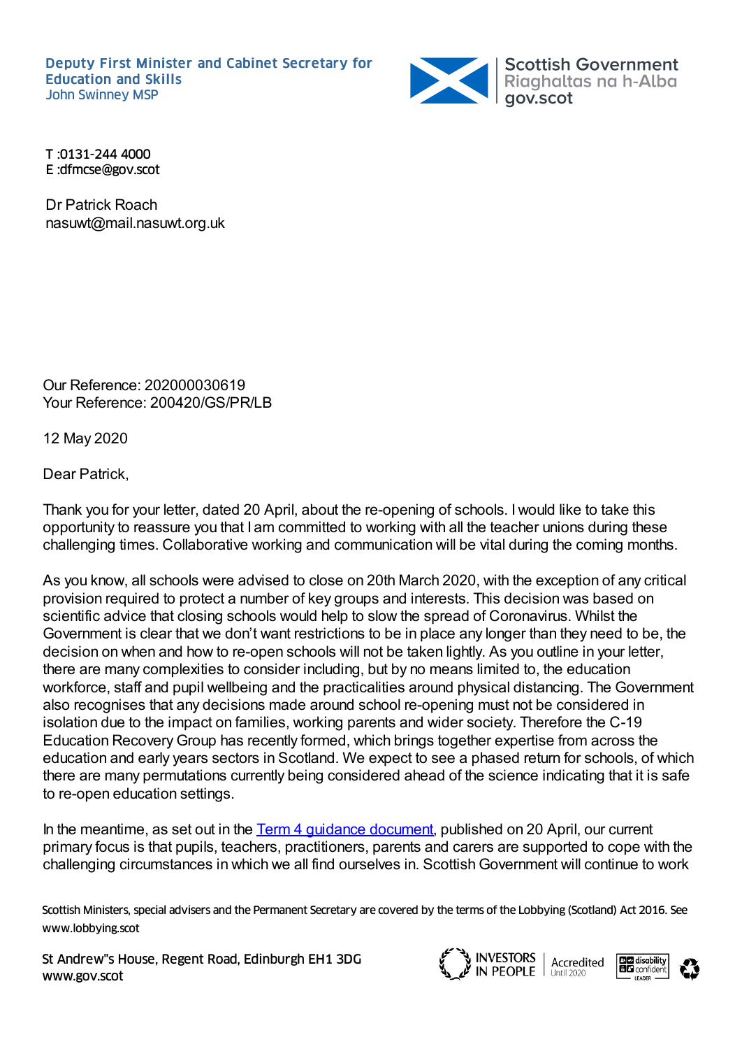Deputy First Minister and Cabinet Secretary for Education and Skills
John Swinney MSP

Scottish Government
Riaghaltas na h-Alba
gov.scot

T :0131-244 4000
E :dfmcse@gov.scot

Dr Patrick Roach
nasuwt@mail.nasuwt.org.uk

Our Reference: 202000030619
Your Reference: 200420/GS/PR/LB

12 May 2020

Dear Patrick,

Thank you for your letter, dated 20 April, about the re-opening of schools. I would like to take this opportunity to reassure you that I am committed to working with all the teacher unions during these challenging times. Collaborative working and communication will be vital during the coming months.

As you know, all schools were advised to close on 20th March 2020, with the exception of any critical provision required to protect a number of key groups and interests. This decision was based on scientific advice that closing schools would help to slow the spread of Coronavirus. Whilst the Government is clear that we don't want restrictions to be in place any longer than they need to be, the decision on when and how to re-open schools will not be taken lightly. As you outline in your letter, there are many complexities to consider including, but by no means limited to, the education workforce, staff and pupil wellbeing and the practicalities around physical distancing. The Government also recognises that any decisions made around school re-opening must not be considered in isolation due to the impact on families, working parents and wider society. Therefore the C-19 Education Recovery Group has recently formed, which brings together expertise from across the education and early years sectors in Scotland. We expect to see a phased return for schools, of which there are many permutations currently being considered ahead of the science indicating that it is safe to re-open education settings.

In the meantime, as set out in the [Term 4 guidance document](), published on 20 April, our current primary focus is that pupils, teachers, practitioners, parents and carers are supported to cope with the challenging circumstances in which we all find ourselves in. Scottish Government will continue to work

Scottish Ministers, special advisers and the Permanent Secretary are covered by the terms of the Lobbying (Scotland) Act 2016. See www.lobbying.scot

St Andrew"s House, Regent Road, Edinburgh EH1 3DG
www.gov.scot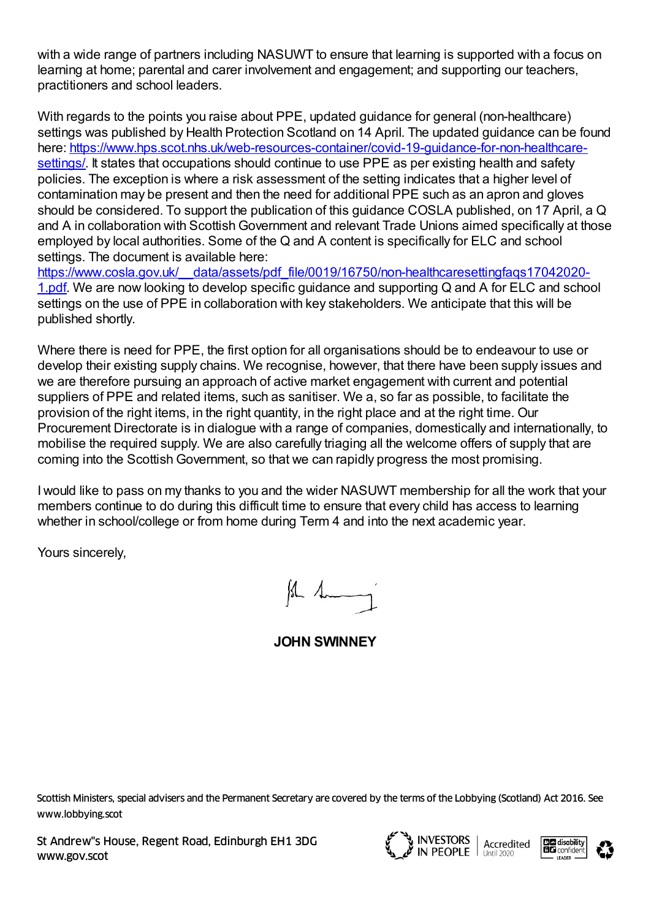with a wide range of partners including NASUWT to ensure that learning is supported with a focus on learning at home; parental and carer involvement and engagement; and supporting our teachers, practitioners and school leaders.

With regards to the points you raise about PPE, updated guidance for general (non-healthcare) settings was published by Health Protection Scotland on 14 April. The updated guidance can be found here: https://www.hps.scot.nhs.uk/web-resources-container/covid-19-guidance-for-non-healthcare-settings/. It states that occupations should continue to use PPE as per existing health and safety policies. The exception is where a risk assessment of the setting indicates that a higher level of contamination may be present and then the need for additional PPE such as an apron and gloves should be considered. To support the publication of this guidance COSLA published, on 17 April, a Q and A in collaboration with Scottish Government and relevant Trade Unions aimed specifically at those employed by local authorities. Some of the Q and A content is specifically for ELC and school settings. The document is available here: https://www.cosla.gov.uk/__data/assets/pdf_file/0019/16750/non-healthcaresettingfaqs17042020-1.pdf. We are now looking to develop specific guidance and supporting Q and A for ELC and school settings on the use of PPE in collaboration with key stakeholders. We anticipate that this will be published shortly.

Where there is need for PPE, the first option for all organisations should be to endeavour to use or develop their existing supply chains. We recognise, however, that there have been supply issues and we are therefore pursuing an approach of active market engagement with current and potential suppliers of PPE and related items, such as sanitiser. We a, so far as possible, to facilitate the provision of the right items, in the right quantity, in the right place and at the right time. Our Procurement Directorate is in dialogue with a range of companies, domestically and internationally, to mobilise the required supply. We are also carefully triaging all the welcome offers of supply that are coming into the Scottish Government, so that we can rapidly progress the most promising.

I would like to pass on my thanks to you and the wider NASUWT membership for all the work that your members continue to do during this difficult time to ensure that every child has access to learning whether in school/college or from home during Term 4 and into the next academic year.

Yours sincerely,

**JOHN SWINNEY**

Scottish Ministers, special advisers and the Permanent Secretary are covered by the terms of the Lobbying (Scotland) Act 2016. See www.lobbying.scot

St Andrew"s House, Regent Road, Edinburgh EH1 3DG
www.gov.scot

INVESTORS IN PEOPLE | Accredited Until 2020

disability confident LEADER